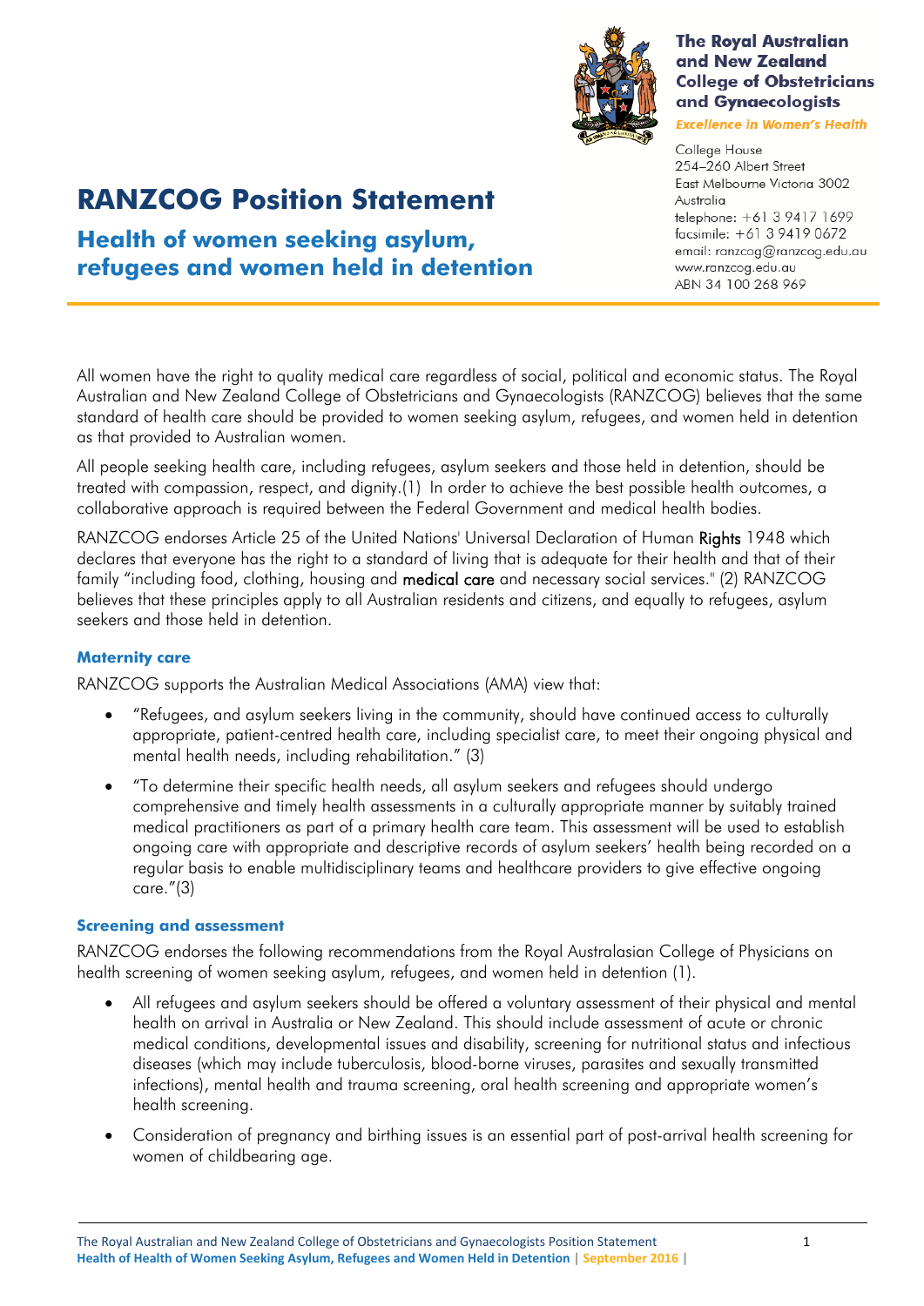The Royal Australian and New Zealand College of Obstetricians and Gynaecologists

*Excellence in Women's Health*

College House
254–260 Albert Street
East Melbourne Victoria 3002
Australia
telephone: +61 3 9417 1699
facsimile: +61 3 9419 0672
email: ranzcog@ranzcog.edu.au
www.ranzcog.edu.au
ABN 34 100 268 969

# RANZCOG Position Statement

## Health of women seeking asylum, refugees and women held in detention

All women have the right to quality medical care regardless of social, political and economic status. The Royal Australian and New Zealand College of Obstetricians and Gynaecologists (RANZCOG) believes that the same standard of health care should be provided to women seeking asylum, refugees, and women held in detention as that provided to Australian women.

All people seeking health care, including refugees, asylum seekers and those held in detention, should be treated with compassion, respect, and dignity.(1) In order to achieve the best possible health outcomes, a collaborative approach is required between the Federal Government and medical health bodies.

RANZCOG endorses Article 25 of the United Nations' Universal Declaration of Human Rights 1948 which declares that everyone has the right to a standard of living that is adequate for their health and that of their family "including food, clothing, housing and medical care and necessary social services." (2) RANZCOG believes that these principles apply to all Australian residents and citizens, and equally to refugees, asylum seekers and those held in detention.

### Maternity care

RANZCOG supports the Australian Medical Associations (AMA) view that:

- "Refugees, and asylum seekers living in the community, should have continued access to culturally appropriate, patient-centred health care, including specialist care, to meet their ongoing physical and mental health needs, including rehabilitation." (3)
- "To determine their specific health needs, all asylum seekers and refugees should undergo comprehensive and timely health assessments in a culturally appropriate manner by suitably trained medical practitioners as part of a primary health care team. This assessment will be used to establish ongoing care with appropriate and descriptive records of asylum seekers' health being recorded on a regular basis to enable multidisciplinary teams and healthcare providers to give effective ongoing care."(3)

### Screening and assessment

RANZCOG endorses the following recommendations from the Royal Australasian College of Physicians on health screening of women seeking asylum, refugees, and women held in detention (1).

- All refugees and asylum seekers should be offered a voluntary assessment of their physical and mental health on arrival in Australia or New Zealand. This should include assessment of acute or chronic medical conditions, developmental issues and disability, screening for nutritional status and infectious diseases (which may include tuberculosis, blood-borne viruses, parasites and sexually transmitted infections), mental health and trauma screening, oral health screening and appropriate women's health screening.
- Consideration of pregnancy and birthing issues is an essential part of post-arrival health screening for women of childbearing age.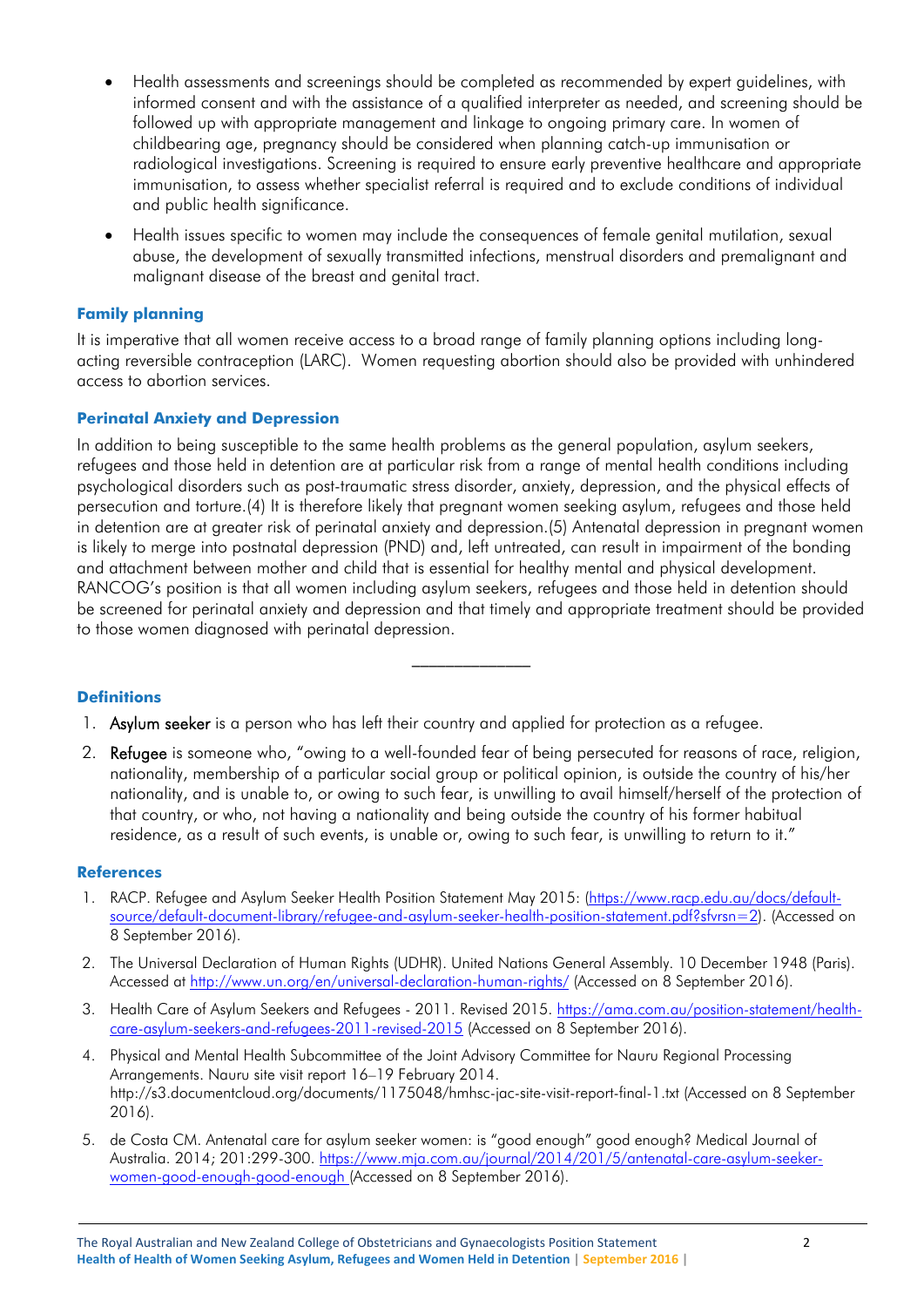- Health assessments and screenings should be completed as recommended by expert guidelines, with informed consent and with the assistance of a qualified interpreter as needed, and screening should be followed up with appropriate management and linkage to ongoing primary care. In women of childbearing age, pregnancy should be considered when planning catch-up immunisation or radiological investigations. Screening is required to ensure early preventive healthcare and appropriate immunisation, to assess whether specialist referral is required and to exclude conditions of individual and public health significance.
- Health issues specific to women may include the consequences of female genital mutilation, sexual abuse, the development of sexually transmitted infections, menstrual disorders and premalignant and malignant disease of the breast and genital tract.

### Family planning

It is imperative that all women receive access to a broad range of family planning options including long-acting reversible contraception (LARC). Women requesting abortion should also be provided with unhindered access to abortion services.

### Perinatal Anxiety and Depression

In addition to being susceptible to the same health problems as the general population, asylum seekers, refugees and those held in detention are at particular risk from a range of mental health conditions including psychological disorders such as post-traumatic stress disorder, anxiety, depression, and the physical effects of persecution and torture.(4) It is therefore likely that pregnant women seeking asylum, refugees and those held in detention are at greater risk of perinatal anxiety and depression.(5) Antenatal depression in pregnant women is likely to merge into postnatal depression (PND) and, left untreated, can result in impairment of the bonding and attachment between mother and child that is essential for healthy mental and physical development. RANCOG's position is that all women including asylum seekers, refugees and those held in detention should be screened for perinatal anxiety and depression and that timely and appropriate treatment should be provided to those women diagnosed with perinatal depression.

---

### Definitions

1. **Asylum seeker** is a person who has left their country and applied for protection as a refugee.
2. **Refugee** is someone who, "owing to a well-founded fear of being persecuted for reasons of race, religion, nationality, membership of a particular social group or political opinion, is outside the country of his/her nationality, and is unable to, or owing to such fear, is unwilling to avail himself/herself of the protection of that country, or who, not having a nationality and being outside the country of his former habitual residence, as a result of such events, is unable or, owing to such fear, is unwilling to return to it."

### References

1. RACP. Refugee and Asylum Seeker Health Position Statement May 2015: (https://www.racp.edu.au/docs/default-source/default-document-library/refugee-and-asylum-seeker-health-position-statement.pdf?sfvrsn=2). (Accessed on 8 September 2016).
2. The Universal Declaration of Human Rights (UDHR). United Nations General Assembly. 10 December 1948 (Paris). Accessed at http://www.un.org/en/universal-declaration-human-rights/ (Accessed on 8 September 2016).
3. Health Care of Asylum Seekers and Refugees - 2011. Revised 2015. https://ama.com.au/position-statement/health-care-asylum-seekers-and-refugees-2011-revised-2015 (Accessed on 8 September 2016).
4. Physical and Mental Health Subcommittee of the Joint Advisory Committee for Nauru Regional Processing Arrangements. Nauru site visit report 16–19 February 2014. http://s3.documentcloud.org/documents/1175048/hmhsc-jac-site-visit-report-final-1.txt (Accessed on 8 September 2016).
5. de Costa CM. Antenatal care for asylum seeker women: is "good enough" good enough? Medical Journal of Australia. 2014; 201:299-300. https://www.mja.com.au/journal/2014/201/5/antenatal-care-asylum-seeker-women-good-enough-good-enough (Accessed on 8 September 2016).